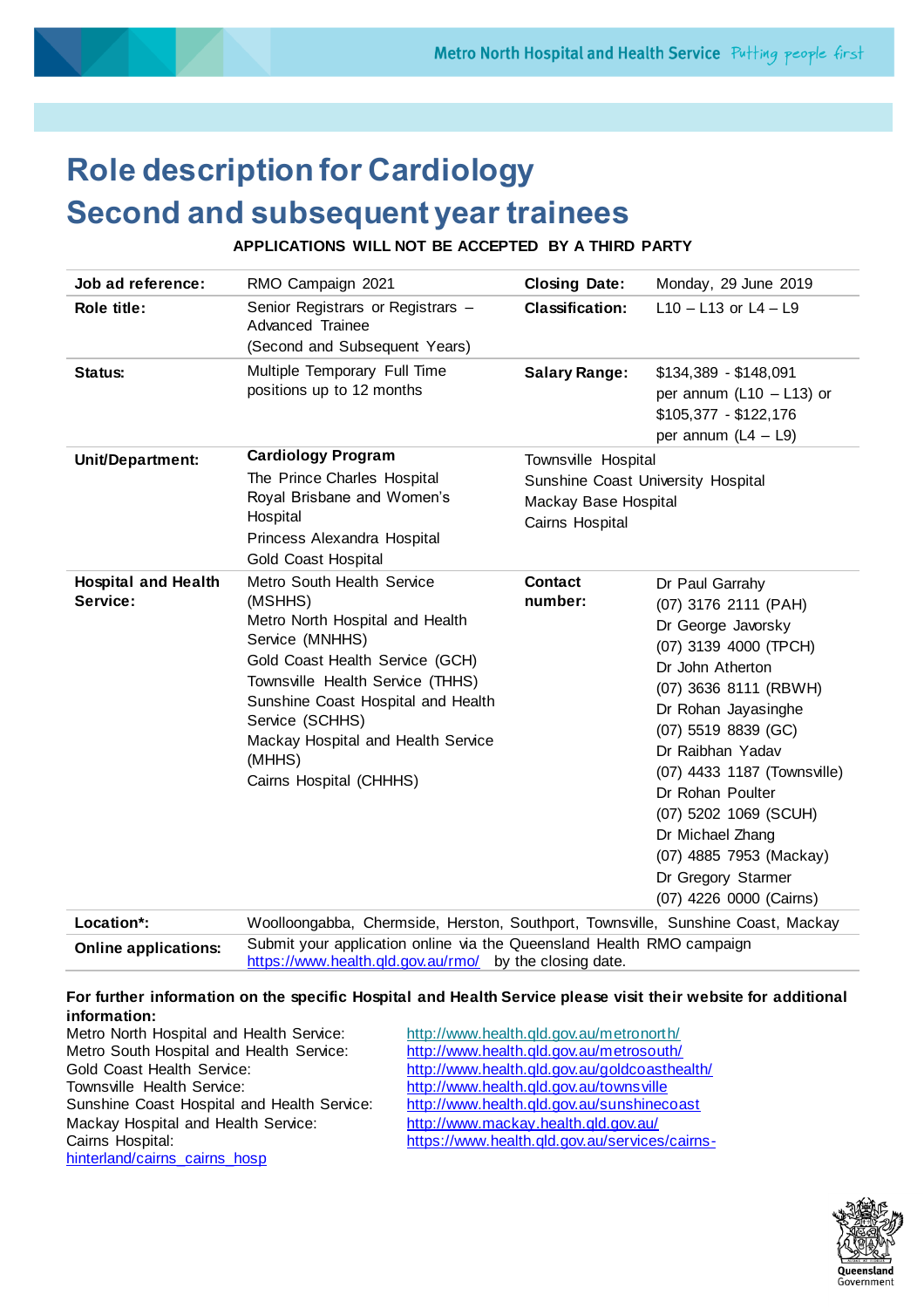# Role description for Cardiology Second and subsequent year trainees

**APPLICATIONS WILL NOT BE ACCEPTED BY A THIRD PARTY**

| | | | |
|---|---|---|---|
| **Job ad reference:** | RMO Campaign 2021 | **Closing Date:** | Monday, 29 June 2019 |
| **Role title:** | Senior Registrars or Registrars – Advanced Trainee (Second and Subsequent Years) | **Classification:** | L10 – L13 or L4 – L9 |
| **Status:** | Multiple Temporary Full Time positions up to 12 months | **Salary Range:** | $134,389 - $148,091 per annum (L10 – L13) or $105,377 - $122,176 per annum (L4 – L9) |
| **Unit/Department:** | **Cardiology Program** The Prince Charles Hospital Royal Brisbane and Women's Hospital Princess Alexandra Hospital Gold Coast Hospital | Townsville Hospital Sunshine Coast University Hospital Mackay Base Hospital Cairns Hospital | |
| **Hospital and Health Service:** | Metro South Health Service (MSHHS) Metro North Hospital and Health Service (MNHHS) Gold Coast Health Service (GCH) Townsville Health Service (THHS) Sunshine Coast Hospital and Health Service (SCHHS) Mackay Hospital and Health Service (MHHS) Cairns Hospital (CHHHS) | **Contact number:** | Dr Paul Garrahy (07) 3176 2111 (PAH) Dr George Javorsky (07) 3139 4000 (TPCH) Dr John Atherton (07) 3636 8111 (RBWH) Dr Rohan Jayasinghe (07) 5519 8839 (GC) Dr Raibhan Yadav (07) 4433 1187 (Townsville) Dr Rohan Poulter (07) 5202 1069 (SCUH) Dr Michael Zhang (07) 4885 7953 (Mackay) Dr Gregory Starmer (07) 4226 0000 (Cairns) |
| **Location*:** | Woolloongabba, Chermside, Herston, Southport, Townsville, Sunshine Coast, Mackay | | |
| **Online applications:** | Submit your application online via the Queensland Health RMO campaign https://www.health.qld.gov.au/rmo/ by the closing date. | | |

**For further information on the specific Hospital and Health Service please visit their website for additional information:**

Metro North Hospital and Health Service: http://www.health.qld.gov.au/metronorth/
Metro South Hospital and Health Service: http://www.health.qld.gov.au/metrosouth/
Gold Coast Health Service: http://www.health.qld.gov.au/goldcoasthealth/
Townsville Health Service: http://www.health.qld.gov.au/townsville
Sunshine Coast Hospital and Health Service: http://www.health.qld.gov.au/sunshinecoast
Mackay Hospital and Health Service: http://www.mackay.health.qld.gov.au/
Cairns Hospital: https://www.health.qld.gov.au/services/cairns-hinterland/cairns_cairns_hosp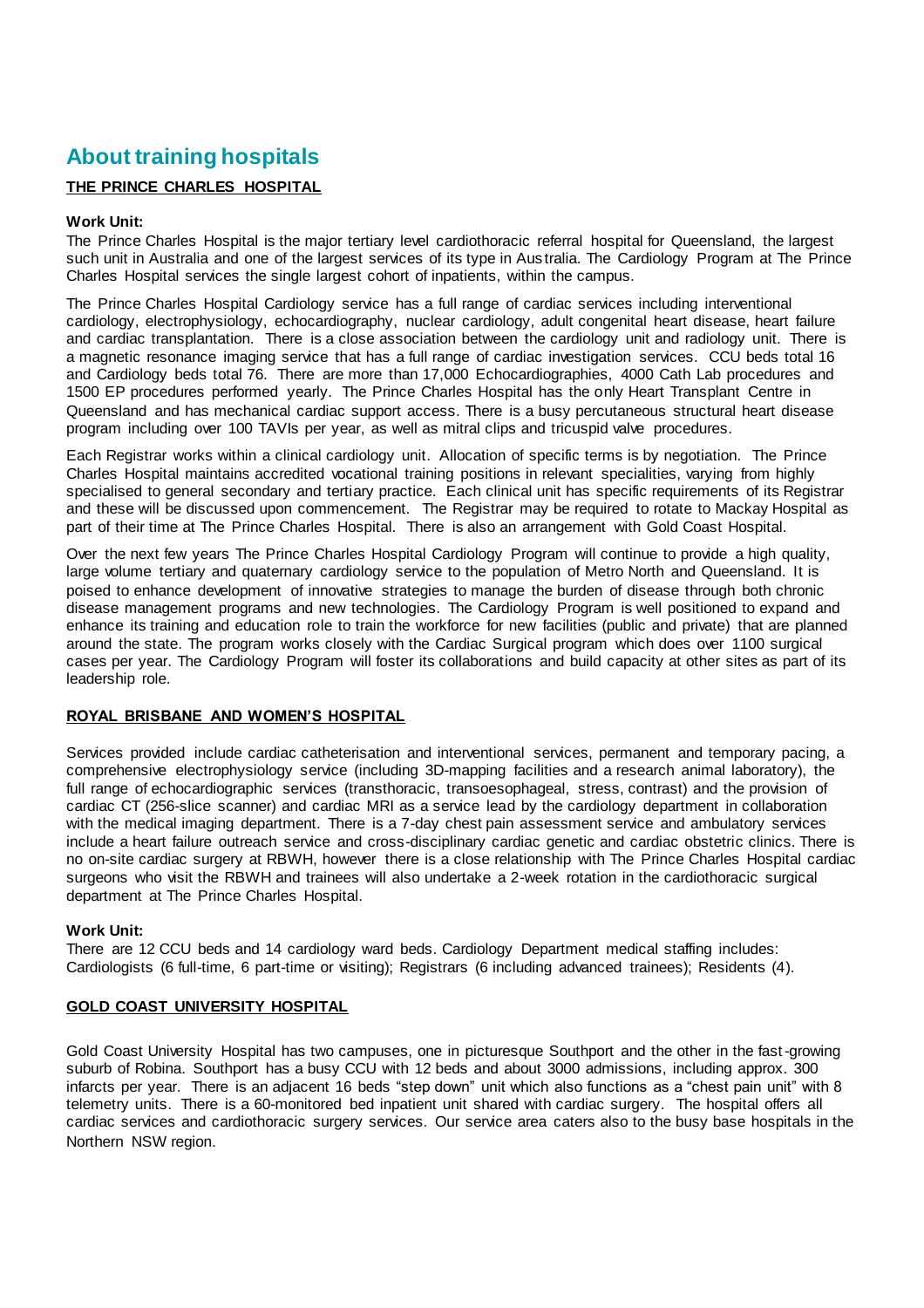# About training hospitals

## THE PRINCE CHARLES HOSPITAL

**Work Unit:**
The Prince Charles Hospital is the major tertiary level cardiothoracic referral hospital for Queensland, the largest such unit in Australia and one of the largest services of its type in Australia. The Cardiology Program at The Prince Charles Hospital services the single largest cohort of inpatients, within the campus.

The Prince Charles Hospital Cardiology service has a full range of cardiac services including interventional cardiology, electrophysiology, echocardiography, nuclear cardiology, adult congenital heart disease, heart failure and cardiac transplantation. There is a close association between the cardiology unit and radiology unit. There is a magnetic resonance imaging service that has a full range of cardiac investigation services. CCU beds total 16 and Cardiology beds total 76. There are more than 17,000 Echocardiographies, 4000 Cath Lab procedures and 1500 EP procedures performed yearly. The Prince Charles Hospital has the only Heart Transplant Centre in Queensland and has mechanical cardiac support access. There is a busy percutaneous structural heart disease program including over 100 TAVIs per year, as well as mitral clips and tricuspid valve procedures.

Each Registrar works within a clinical cardiology unit. Allocation of specific terms is by negotiation. The Prince Charles Hospital maintains accredited vocational training positions in relevant specialities, varying from highly specialised to general secondary and tertiary practice. Each clinical unit has specific requirements of its Registrar and these will be discussed upon commencement. The Registrar may be required to rotate to Mackay Hospital as part of their time at The Prince Charles Hospital. There is also an arrangement with Gold Coast Hospital.

Over the next few years The Prince Charles Hospital Cardiology Program will continue to provide a high quality, large volume tertiary and quaternary cardiology service to the population of Metro North and Queensland. It is poised to enhance development of innovative strategies to manage the burden of disease through both chronic disease management programs and new technologies. The Cardiology Program is well positioned to expand and enhance its training and education role to train the workforce for new facilities (public and private) that are planned around the state. The program works closely with the Cardiac Surgical program which does over 1100 surgical cases per year. The Cardiology Program will foster its collaborations and build capacity at other sites as part of its leadership role.

## ROYAL BRISBANE AND WOMEN'S HOSPITAL

Services provided include cardiac catheterisation and interventional services, permanent and temporary pacing, a comprehensive electrophysiology service (including 3D-mapping facilities and a research animal laboratory), the full range of echocardiographic services (transthoracic, transoesophageal, stress, contrast) and the provision of cardiac CT (256-slice scanner) and cardiac MRI as a service lead by the cardiology department in collaboration with the medical imaging department. There is a 7-day chest pain assessment service and ambulatory services include a heart failure outreach service and cross-disciplinary cardiac genetic and cardiac obstetric clinics. There is no on-site cardiac surgery at RBWH, however there is a close relationship with The Prince Charles Hospital cardiac surgeons who visit the RBWH and trainees will also undertake a 2-week rotation in the cardiothoracic surgical department at The Prince Charles Hospital.

**Work Unit:**
There are 12 CCU beds and 14 cardiology ward beds. Cardiology Department medical staffing includes: Cardiologists (6 full-time, 6 part-time or visiting); Registrars (6 including advanced trainees); Residents (4).

## GOLD COAST UNIVERSITY HOSPITAL

Gold Coast University Hospital has two campuses, one in picturesque Southport and the other in the fast-growing suburb of Robina. Southport has a busy CCU with 12 beds and about 3000 admissions, including approx. 300 infarcts per year. There is an adjacent 16 beds "step down" unit which also functions as a "chest pain unit" with 8 telemetry units. There is a 60-monitored bed inpatient unit shared with cardiac surgery. The hospital offers all cardiac services and cardiothoracic surgery services. Our service area caters also to the busy base hospitals in the Northern NSW region.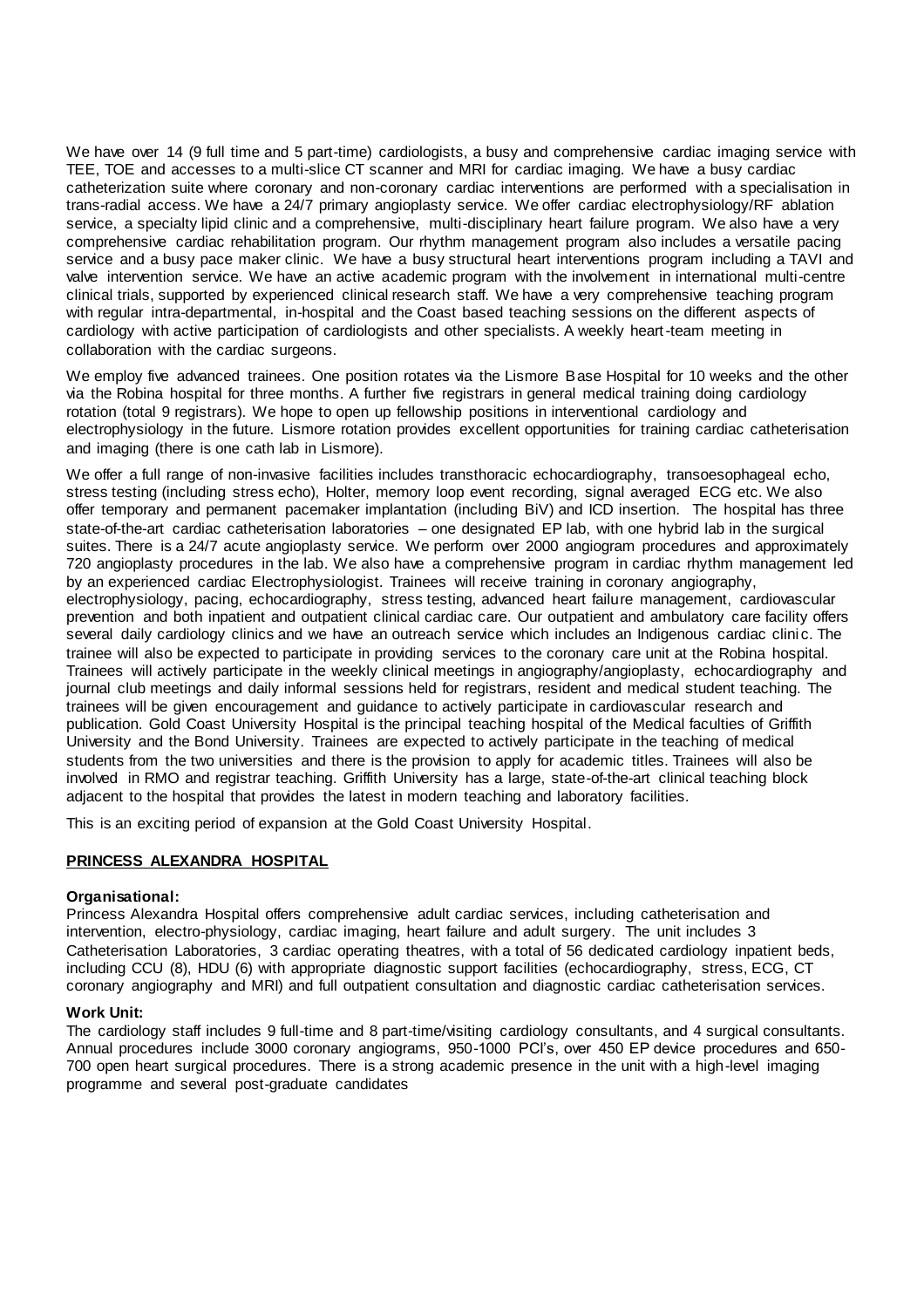We have over 14 (9 full time and 5 part-time) cardiologists, a busy and comprehensive cardiac imaging service with TEE, TOE and accesses to a multi-slice CT scanner and MRI for cardiac imaging. We have a busy cardiac catheterization suite where coronary and non-coronary cardiac interventions are performed with a specialisation in trans-radial access. We have a 24/7 primary angioplasty service. We offer cardiac electrophysiology/RF ablation service, a specialty lipid clinic and a comprehensive, multi-disciplinary heart failure program. We also have a very comprehensive cardiac rehabilitation program. Our rhythm management program also includes a versatile pacing service and a busy pace maker clinic. We have a busy structural heart interventions program including a TAVI and valve intervention service. We have an active academic program with the involvement in international multi-centre clinical trials, supported by experienced clinical research staff. We have a very comprehensive teaching program with regular intra-departmental, in-hospital and the Coast based teaching sessions on the different aspects of cardiology with active participation of cardiologists and other specialists. A weekly heart-team meeting in collaboration with the cardiac surgeons.

We employ five advanced trainees. One position rotates via the Lismore Base Hospital for 10 weeks and the other via the Robina hospital for three months. A further five registrars in general medical training doing cardiology rotation (total 9 registrars). We hope to open up fellowship positions in interventional cardiology and electrophysiology in the future. Lismore rotation provides excellent opportunities for training cardiac catheterisation and imaging (there is one cath lab in Lismore).

We offer a full range of non-invasive facilities includes transthoracic echocardiography, transoesophageal echo, stress testing (including stress echo), Holter, memory loop event recording, signal averaged ECG etc. We also offer temporary and permanent pacemaker implantation (including BiV) and ICD insertion. The hospital has three state-of-the-art cardiac catheterisation laboratories – one designated EP lab, with one hybrid lab in the surgical suites. There is a 24/7 acute angioplasty service. We perform over 2000 angiogram procedures and approximately 720 angioplasty procedures in the lab. We also have a comprehensive program in cardiac rhythm management led by an experienced cardiac Electrophysiologist. Trainees will receive training in coronary angiography, electrophysiology, pacing, echocardiography, stress testing, advanced heart failure management, cardiovascular prevention and both inpatient and outpatient clinical cardiac care. Our outpatient and ambulatory care facility offers several daily cardiology clinics and we have an outreach service which includes an Indigenous cardiac clinic. The trainee will also be expected to participate in providing services to the coronary care unit at the Robina hospital. Trainees will actively participate in the weekly clinical meetings in angiography/angioplasty, echocardiography and journal club meetings and daily informal sessions held for registrars, resident and medical student teaching. The trainees will be given encouragement and guidance to actively participate in cardiovascular research and publication. Gold Coast University Hospital is the principal teaching hospital of the Medical faculties of Griffith University and the Bond University. Trainees are expected to actively participate in the teaching of medical students from the two universities and there is the provision to apply for academic titles. Trainees will also be involved in RMO and registrar teaching. Griffith University has a large, state-of-the-art clinical teaching block adjacent to the hospital that provides the latest in modern teaching and laboratory facilities.

This is an exciting period of expansion at the Gold Coast University Hospital.

## PRINCESS ALEXANDRA HOSPITAL

**Organisational:**
Princess Alexandra Hospital offers comprehensive adult cardiac services, including catheterisation and intervention, electro-physiology, cardiac imaging, heart failure and adult surgery. The unit includes 3 Catheterisation Laboratories, 3 cardiac operating theatres, with a total of 56 dedicated cardiology inpatient beds, including CCU (8), HDU (6) with appropriate diagnostic support facilities (echocardiography, stress, ECG, CT coronary angiography and MRI) and full outpatient consultation and diagnostic cardiac catheterisation services.

**Work Unit:**
The cardiology staff includes 9 full-time and 8 part-time/visiting cardiology consultants, and 4 surgical consultants. Annual procedures include 3000 coronary angiograms, 950-1000 PCI's, over 450 EP device procedures and 650-700 open heart surgical procedures. There is a strong academic presence in the unit with a high-level imaging programme and several post-graduate candidates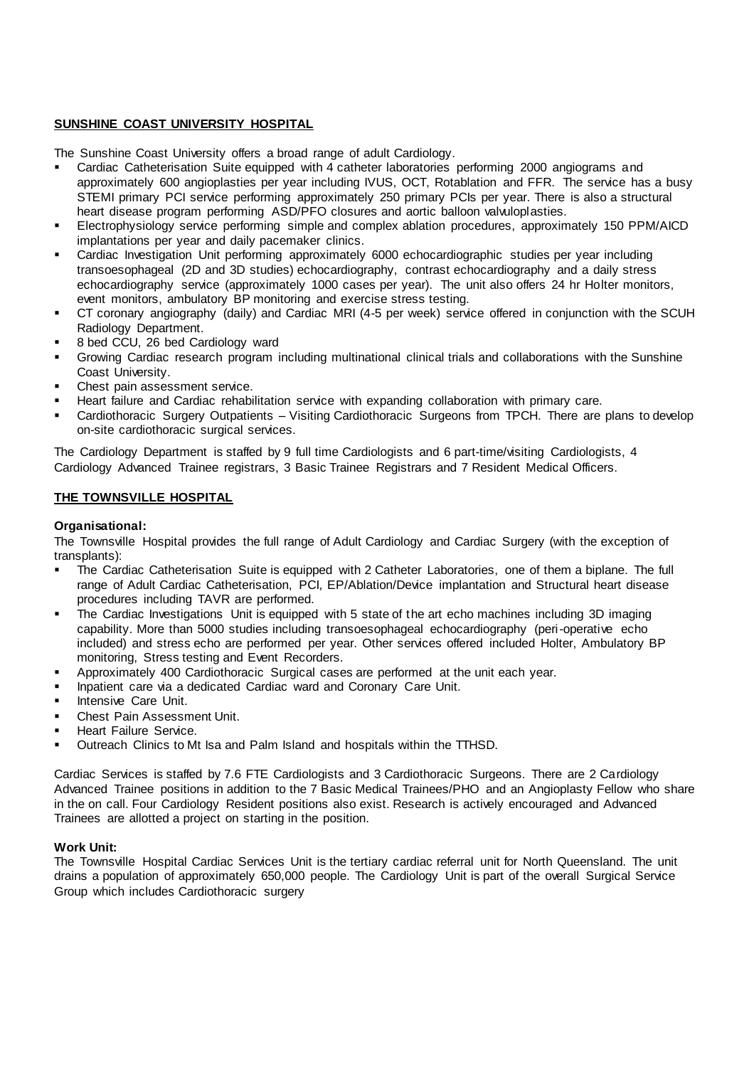## SUNSHINE COAST UNIVERSITY HOSPITAL

The Sunshine Coast University offers a broad range of adult Cardiology.

- Cardiac Catheterisation Suite equipped with 4 catheter laboratories performing 2000 angiograms and approximately 600 angioplasties per year including IVUS, OCT, Rotablation and FFR. The service has a busy STEMI primary PCI service performing approximately 250 primary PCIs per year. There is also a structural heart disease program performing ASD/PFO closures and aortic balloon valvuloplasties.
- Electrophysiology service performing simple and complex ablation procedures, approximately 150 PPM/AICD implantations per year and daily pacemaker clinics.
- Cardiac Investigation Unit performing approximately 6000 echocardiographic studies per year including transoesophageal (2D and 3D studies) echocardiography, contrast echocardiography and a daily stress echocardiography service (approximately 1000 cases per year). The unit also offers 24 hr Holter monitors, event monitors, ambulatory BP monitoring and exercise stress testing.
- CT coronary angiography (daily) and Cardiac MRI (4-5 per week) service offered in conjunction with the SCUH Radiology Department.
- 8 bed CCU, 26 bed Cardiology ward
- Growing Cardiac research program including multinational clinical trials and collaborations with the Sunshine Coast University.
- Chest pain assessment service.
- Heart failure and Cardiac rehabilitation service with expanding collaboration with primary care.
- Cardiothoracic Surgery Outpatients – Visiting Cardiothoracic Surgeons from TPCH. There are plans to develop on-site cardiothoracic surgical services.

The Cardiology Department is staffed by 9 full time Cardiologists and 6 part-time/visiting Cardiologists, 4 Cardiology Advanced Trainee registrars, 3 Basic Trainee Registrars and 7 Resident Medical Officers.

## THE TOWNSVILLE HOSPITAL

**Organisational:**

The Townsville Hospital provides the full range of Adult Cardiology and Cardiac Surgery (with the exception of transplants):

- The Cardiac Catheterisation Suite is equipped with 2 Catheter Laboratories, one of them a biplane. The full range of Adult Cardiac Catheterisation, PCI, EP/Ablation/Device implantation and Structural heart disease procedures including TAVR are performed.
- The Cardiac Investigations Unit is equipped with 5 state of the art echo machines including 3D imaging capability. More than 5000 studies including transoesophageal echocardiography (peri-operative echo included) and stress echo are performed per year. Other services offered included Holter, Ambulatory BP monitoring, Stress testing and Event Recorders.
- Approximately 400 Cardiothoracic Surgical cases are performed at the unit each year.
- Inpatient care via a dedicated Cardiac ward and Coronary Care Unit.
- Intensive Care Unit.
- Chest Pain Assessment Unit.
- Heart Failure Service.
- Outreach Clinics to Mt Isa and Palm Island and hospitals within the TTHSD.

Cardiac Services is staffed by 7.6 FTE Cardiologists and 3 Cardiothoracic Surgeons. There are 2 Cardiology Advanced Trainee positions in addition to the 7 Basic Medical Trainees/PHO and an Angioplasty Fellow who share in the on call. Four Cardiology Resident positions also exist. Research is actively encouraged and Advanced Trainees are allotted a project on starting in the position.

**Work Unit:**

The Townsville Hospital Cardiac Services Unit is the tertiary cardiac referral unit for North Queensland. The unit drains a population of approximately 650,000 people. The Cardiology Unit is part of the overall Surgical Service Group which includes Cardiothoracic surgery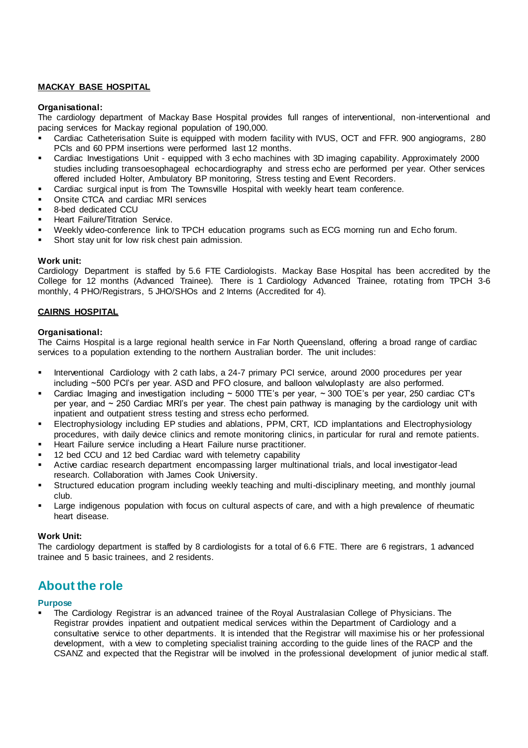**MACKAY BASE HOSPITAL**

**Organisational:**

The cardiology department of Mackay Base Hospital provides full ranges of interventional, non-interventional and pacing services for Mackay regional population of 190,000.

- Cardiac Catheterisation Suite is equipped with modern facility with IVUS, OCT and FFR. 900 angiograms, 280 PCIs and 60 PPM insertions were performed last 12 months.
- Cardiac Investigations Unit - equipped with 3 echo machines with 3D imaging capability. Approximately 2000 studies including transoesophageal echocardiography and stress echo are performed per year. Other services offered included Holter, Ambulatory BP monitoring, Stress testing and Event Recorders.
- Cardiac surgical input is from The Townsville Hospital with weekly heart team conference.
- Onsite CTCA and cardiac MRI services
- 8-bed dedicated CCU
- Heart Failure/Titration Service.
- Weekly video-conference link to TPCH education programs such as ECG morning run and Echo forum.
- Short stay unit for low risk chest pain admission.

**Work unit:**

Cardiology Department is staffed by 5.6 FTE Cardiologists. Mackay Base Hospital has been accredited by the College for 12 months (Advanced Trainee). There is 1 Cardiology Advanced Trainee, rotating from TPCH 3-6 monthly, 4 PHO/Registrars, 5 JHO/SHOs and 2 Interns (Accredited for 4).

**CAIRNS HOSPITAL**

**Organisational:**

The Cairns Hospital is a large regional health service in Far North Queensland, offering a broad range of cardiac services to a population extending to the northern Australian border. The unit includes:

- Interventional Cardiology with 2 cath labs, a 24-7 primary PCI service, around 2000 procedures per year including ~500 PCI's per year. ASD and PFO closure, and balloon valvuloplasty are also performed.
- Cardiac Imaging and investigation including ~ 5000 TTE's per year, ~ 300 TOE's per year, 250 cardiac CT's per year, and ~ 250 Cardiac MRI's per year. The chest pain pathway is managing by the cardiology unit with inpatient and outpatient stress testing and stress echo performed.
- Electrophysiology including EP studies and ablations, PPM, CRT, ICD implantations and Electrophysiology procedures, with daily device clinics and remote monitoring clinics, in particular for rural and remote patients.
- Heart Failure service including a Heart Failure nurse practitioner.
- 12 bed CCU and 12 bed Cardiac ward with telemetry capability
- Active cardiac research department encompassing larger multinational trials, and local investigator-lead research. Collaboration with James Cook University.
- Structured education program including weekly teaching and multi-disciplinary meeting, and monthly journal club.
- Large indigenous population with focus on cultural aspects of care, and with a high prevalence of rheumatic heart disease.

**Work Unit:**

The cardiology department is staffed by 8 cardiologists for a total of 6.6 FTE. There are 6 registrars, 1 advanced trainee and 5 basic trainees, and 2 residents.

## About the role

### Purpose

- The Cardiology Registrar is an advanced trainee of the Royal Australasian College of Physicians. The Registrar provides inpatient and outpatient medical services within the Department of Cardiology and a consultative service to other departments. It is intended that the Registrar will maximise his or her professional development, with a view to completing specialist training according to the guide lines of the RACP and the CSANZ and expected that the Registrar will be involved in the professional development of junior medical staff.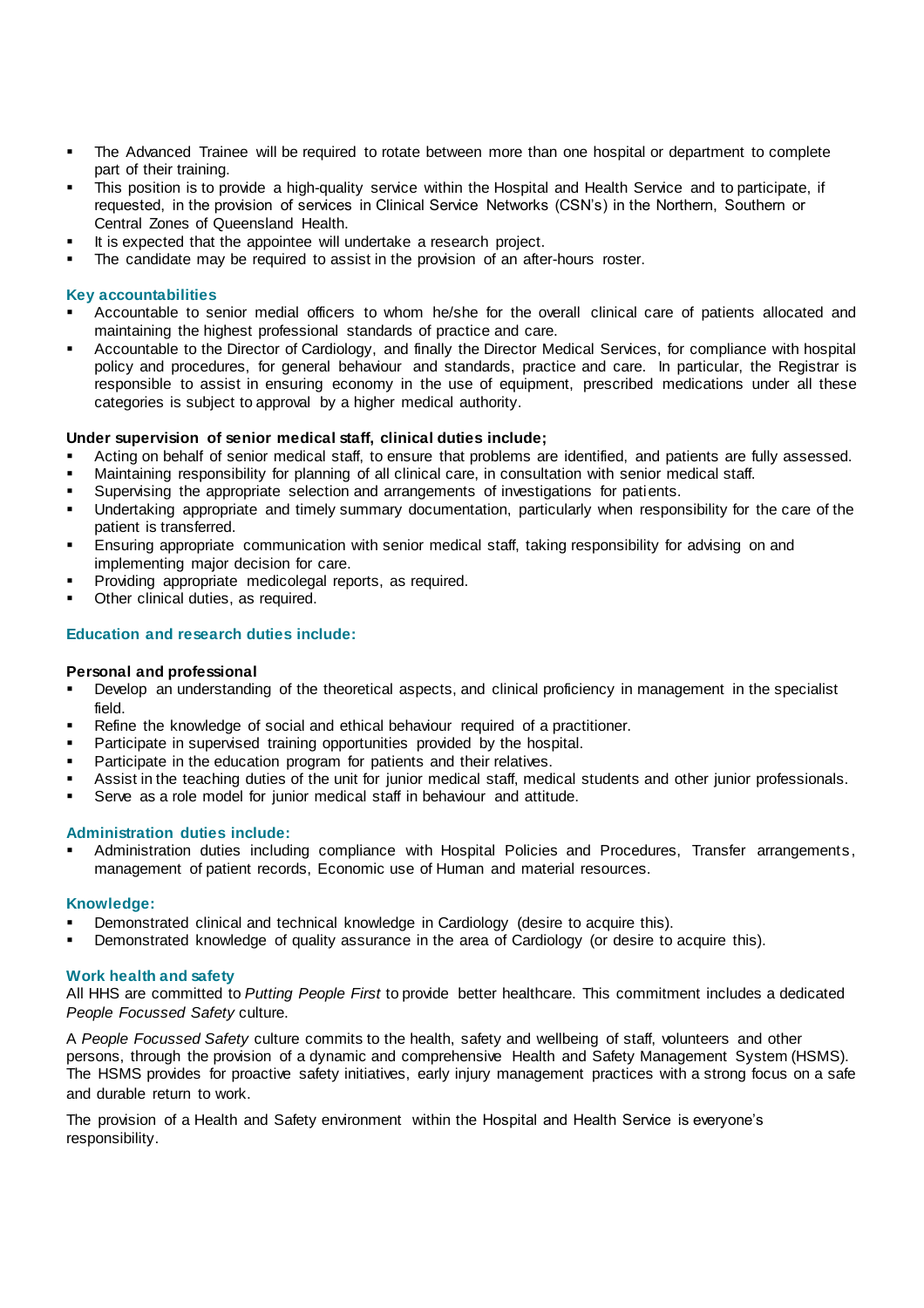- The Advanced Trainee will be required to rotate between more than one hospital or department to complete part of their training.
- This position is to provide a high-quality service within the Hospital and Health Service and to participate, if requested, in the provision of services in Clinical Service Networks (CSN's) in the Northern, Southern or Central Zones of Queensland Health.
- It is expected that the appointee will undertake a research project.
- The candidate may be required to assist in the provision of an after-hours roster.

### Key accountabilities

- Accountable to senior medial officers to whom he/she for the overall clinical care of patients allocated and maintaining the highest professional standards of practice and care.
- Accountable to the Director of Cardiology, and finally the Director Medical Services, for compliance with hospital policy and procedures, for general behaviour and standards, practice and care. In particular, the Registrar is responsible to assist in ensuring economy in the use of equipment, prescribed medications under all these categories is subject to approval by a higher medical authority.

**Under supervision of senior medical staff, clinical duties include;**

- Acting on behalf of senior medical staff, to ensure that problems are identified, and patients are fully assessed.
- Maintaining responsibility for planning of all clinical care, in consultation with senior medical staff.
- Supervising the appropriate selection and arrangements of investigations for patients.
- Undertaking appropriate and timely summary documentation, particularly when responsibility for the care of the patient is transferred.
- Ensuring appropriate communication with senior medical staff, taking responsibility for advising on and implementing major decision for care.
- Providing appropriate medicolegal reports, as required.
- Other clinical duties, as required.

### Education and research duties include:

**Personal and professional**

- Develop an understanding of the theoretical aspects, and clinical proficiency in management in the specialist field.
- Refine the knowledge of social and ethical behaviour required of a practitioner.
- Participate in supervised training opportunities provided by the hospital.
- Participate in the education program for patients and their relatives.
- Assist in the teaching duties of the unit for junior medical staff, medical students and other junior professionals.
- Serve as a role model for junior medical staff in behaviour and attitude.

### Administration duties include:

- Administration duties including compliance with Hospital Policies and Procedures, Transfer arrangements, management of patient records, Economic use of Human and material resources.

### Knowledge:

- Demonstrated clinical and technical knowledge in Cardiology (desire to acquire this).
- Demonstrated knowledge of quality assurance in the area of Cardiology (or desire to acquire this).

### Work health and safety

All HHS are committed to *Putting People First* to provide better healthcare. This commitment includes a dedicated *People Focussed Safety* culture.

A *People Focussed Safety* culture commits to the health, safety and wellbeing of staff, volunteers and other persons, through the provision of a dynamic and comprehensive Health and Safety Management System (HSMS). The HSMS provides for proactive safety initiatives, early injury management practices with a strong focus on a safe and durable return to work.

The provision of a Health and Safety environment within the Hospital and Health Service is everyone's responsibility.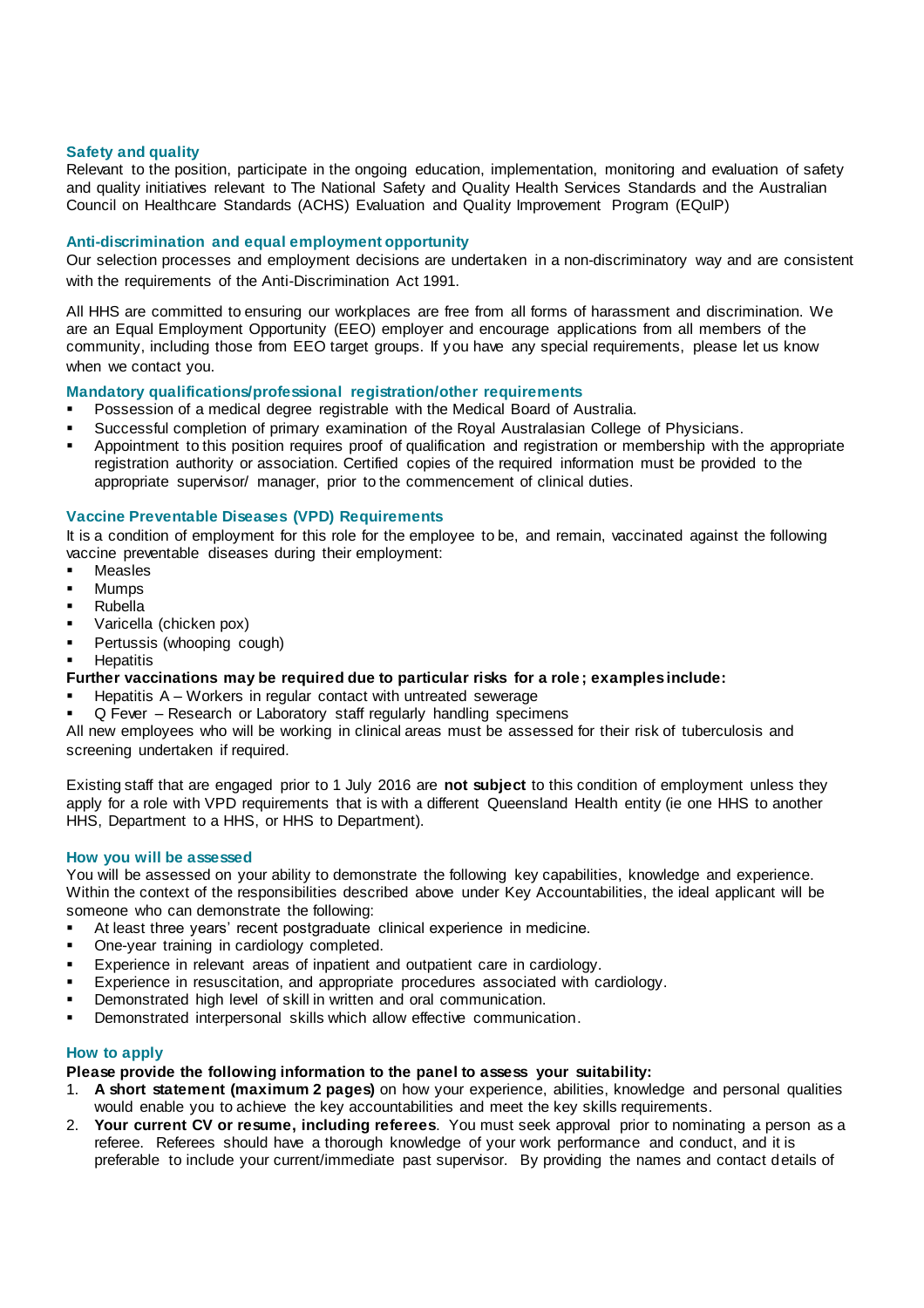### Safety and quality

Relevant to the position, participate in the ongoing education, implementation, monitoring and evaluation of safety and quality initiatives relevant to The National Safety and Quality Health Services Standards and the Australian Council on Healthcare Standards (ACHS) Evaluation and Quality Improvement Program (EQuIP)

### Anti-discrimination and equal employment opportunity

Our selection processes and employment decisions are undertaken in a non-discriminatory way and are consistent with the requirements of the Anti-Discrimination Act 1991.

All HHS are committed to ensuring our workplaces are free from all forms of harassment and discrimination. We are an Equal Employment Opportunity (EEO) employer and encourage applications from all members of the community, including those from EEO target groups. If you have any special requirements, please let us know when we contact you.

### Mandatory qualifications/professional registration/other requirements

- Possession of a medical degree registrable with the Medical Board of Australia.
- Successful completion of primary examination of the Royal Australasian College of Physicians.
- Appointment to this position requires proof of qualification and registration or membership with the appropriate registration authority or association. Certified copies of the required information must be provided to the appropriate supervisor/ manager, prior to the commencement of clinical duties.

### Vaccine Preventable Diseases (VPD) Requirements

It is a condition of employment for this role for the employee to be, and remain, vaccinated against the following vaccine preventable diseases during their employment:

- Measles
- Mumps
- Rubella
- Varicella (chicken pox)
- Pertussis (whooping cough)
- Hepatitis

**Further vaccinations may be required due to particular risks for a role; examples include:**

- Hepatitis A – Workers in regular contact with untreated sewerage
- Q Fever – Research or Laboratory staff regularly handling specimens

All new employees who will be working in clinical areas must be assessed for their risk of tuberculosis and screening undertaken if required.

Existing staff that are engaged prior to 1 July 2016 are **not subject** to this condition of employment unless they apply for a role with VPD requirements that is with a different Queensland Health entity (ie one HHS to another HHS, Department to a HHS, or HHS to Department).

### How you will be assessed

You will be assessed on your ability to demonstrate the following key capabilities, knowledge and experience. Within the context of the responsibilities described above under Key Accountabilities, the ideal applicant will be someone who can demonstrate the following:

- At least three years' recent postgraduate clinical experience in medicine.
- One-year training in cardiology completed.
- Experience in relevant areas of inpatient and outpatient care in cardiology.
- Experience in resuscitation, and appropriate procedures associated with cardiology.
- Demonstrated high level of skill in written and oral communication.
- Demonstrated interpersonal skills which allow effective communication.

### How to apply

**Please provide the following information to the panel to assess your suitability:**

1. **A short statement (maximum 2 pages)** on how your experience, abilities, knowledge and personal qualities would enable you to achieve the key accountabilities and meet the key skills requirements.
2. **Your current CV or resume, including referees**. You must seek approval prior to nominating a person as a referee. Referees should have a thorough knowledge of your work performance and conduct, and it is preferable to include your current/immediate past supervisor. By providing the names and contact details of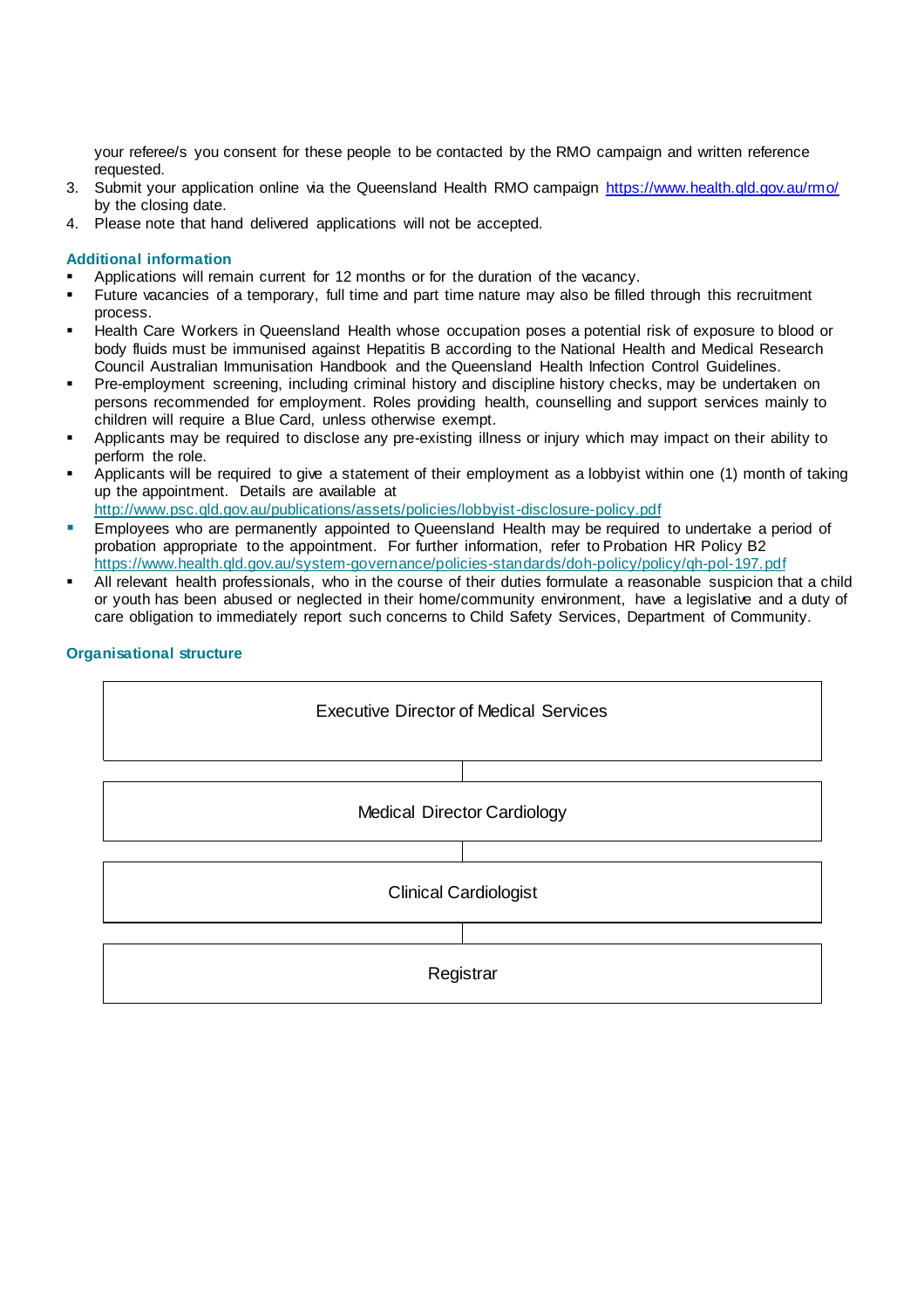your referee/s you consent for these people to be contacted by the RMO campaign and written reference requested.

3. Submit your application online via the Queensland Health RMO campaign https://www.health.qld.gov.au/rmo/ by the closing date.
4. Please note that hand delivered applications will not be accepted.

### Additional information

- Applications will remain current for 12 months or for the duration of the vacancy.
- Future vacancies of a temporary, full time and part time nature may also be filled through this recruitment process.
- Health Care Workers in Queensland Health whose occupation poses a potential risk of exposure to blood or body fluids must be immunised against Hepatitis B according to the National Health and Medical Research Council Australian Immunisation Handbook and the Queensland Health Infection Control Guidelines.
- Pre-employment screening, including criminal history and discipline history checks, may be undertaken on persons recommended for employment. Roles providing health, counselling and support services mainly to children will require a Blue Card, unless otherwise exempt.
- Applicants may be required to disclose any pre-existing illness or injury which may impact on their ability to perform the role.
- Applicants will be required to give a statement of their employment as a lobbyist within one (1) month of taking up the appointment. Details are available at http://www.psc.qld.gov.au/publications/assets/policies/lobbyist-disclosure-policy.pdf
- Employees who are permanently appointed to Queensland Health may be required to undertake a period of probation appropriate to the appointment. For further information, refer to Probation HR Policy B2 https://www.health.qld.gov.au/system-governance/policies-standards/doh-policy/policy/qh-pol-197.pdf
- All relevant health professionals, who in the course of their duties formulate a reasonable suspicion that a child or youth has been abused or neglected in their home/community environment, have a legislative and a duty of care obligation to immediately report such concerns to Child Safety Services, Department of Community.

### Organisational structure

Executive Director of Medical Services

Medical Director Cardiology

Clinical Cardiologist

Registrar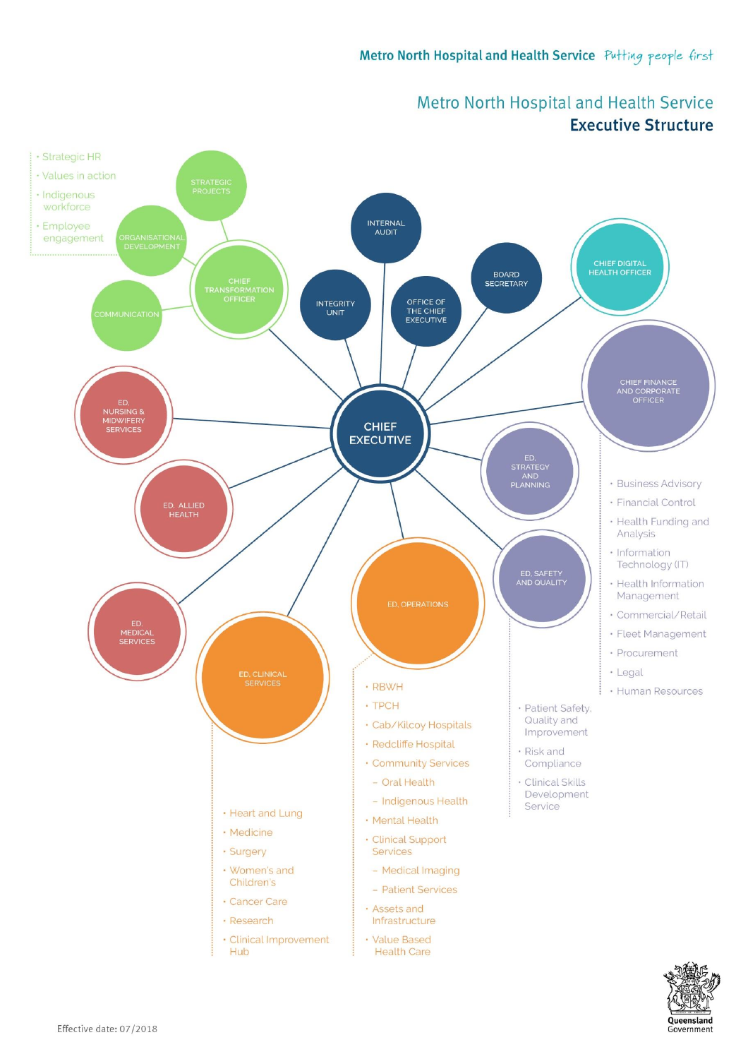Metro North Hospital and Health Service *Putting people first*

# Metro North Hospital and Health Service
## Executive Structure

CHIEF EXECUTIVE

CHIEF TRANSFORMATION OFFICER

STRATEGIC PROJECTS

ORGANISATIONAL DEVELOPMENT

- Strategic HR
- Values in action
- Indigenous workforce
- Employee engagement

COMMUNICATION

INTEGRITY UNIT

INTERNAL AUDIT

OFFICE OF THE CHIEF EXECUTIVE

BOARD SECRETARY

CHIEF DIGITAL HEALTH OFFICER

CHIEF FINANCE AND CORPORATE OFFICER

- Business Advisory
- Financial Control
- Health Funding and Analysis
- Information Technology (IT)
- Health Information Management
- Commercial/Retail
- Fleet Management
- Procurement
- Legal
- Human Resources

ED, STRATEGY AND PLANNING

ED, SAFETY AND QUALITY

- Patient Safety, Quality and Improvement
- Risk and Compliance
- Clinical Skills Development Service

ED, OPERATIONS

- RBWH
- TPCH
- Cab/Kilcoy Hospitals
- Redcliffe Hospital
- Community Services
  - Oral Health
  - Indigenous Health
- Mental Health
- Clinical Support Services
  - Medical Imaging
  - Patient Services
- Assets and Infrastructure
- Value Based Health Care

ED, CLINICAL SERVICES

- Heart and Lung
- Medicine
- Surgery
- Women's and Children's
- Cancer Care
- Research
- Clinical Improvement Hub

ED, NURSING & MIDWIFERY SERVICES

ED, ALLIED HEALTH

ED, MEDICAL SERVICES

Effective date: 07/2018

Queensland Government